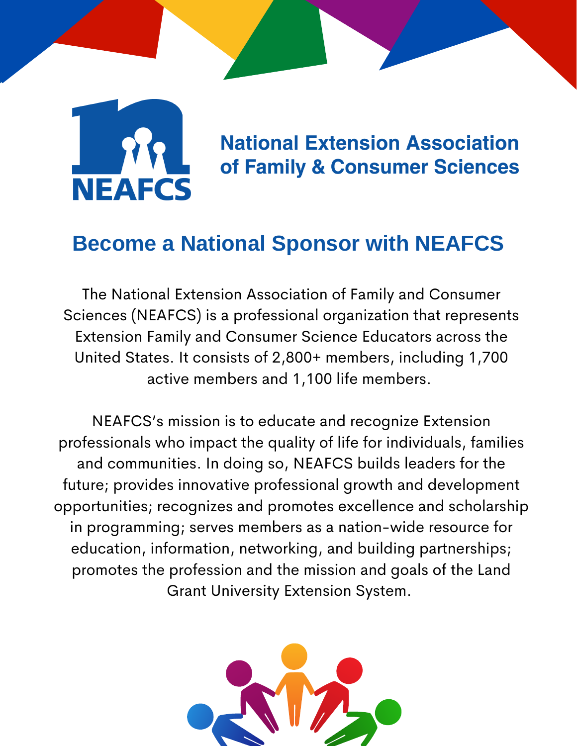NEAFCS

**National Extension Association of Family & Consumer Sciences**

## Become a National Sponsor with NEAFCS

The National Extension Association of Family and Consumer Sciences (NEAFCS) is a professional organization that represents Extension Family and Consumer Science Educators across the United States. It consists of 2,800+ members, including 1,700 active members and 1,100 life members.

NEAFCS's mission is to educate and recognize Extension professionals who impact the quality of life for individuals, families and communities. In doing so, NEAFCS builds leaders for the future; provides innovative professional growth and development opportunities; recognizes and promotes excellence and scholarship in programming; serves members as a nation-wide resource for education, information, networking, and building partnerships; promotes the profession and the mission and goals of the Land Grant University Extension System.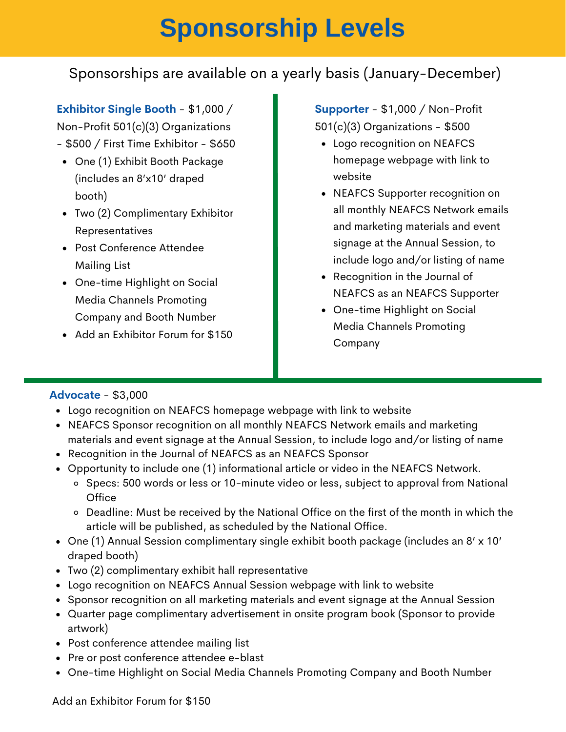# Sponsorship Levels

Sponsorships are available on a yearly basis (January-December)

**Exhibitor Single Booth** - $1,000 / Non-Profit 501(c)(3) Organizations - $500 / First Time Exhibitor - $650

- One (1) Exhibit Booth Package (includes an 8′x10′ draped booth)
- Two (2) Complimentary Exhibitor Representatives
- Post Conference Attendee Mailing List
- One-time Highlight on Social Media Channels Promoting Company and Booth Number
- Add an Exhibitor Forum for $150

**Supporter** - $1,000 / Non-Profit 501(c)(3) Organizations - $500

- Logo recognition on NEAFCS homepage webpage with link to website
- NEAFCS Supporter recognition on all monthly NEAFCS Network emails and marketing materials and event signage at the Annual Session, to include logo and/or listing of name
- Recognition in the Journal of NEAFCS as an NEAFCS Supporter
- One-time Highlight on Social Media Channels Promoting Company

**Advocate** - $3,000

- Logo recognition on NEAFCS homepage webpage with link to website
- NEAFCS Sponsor recognition on all monthly NEAFCS Network emails and marketing materials and event signage at the Annual Session, to include logo and/or listing of name
- Recognition in the Journal of NEAFCS as an NEAFCS Sponsor
- Opportunity to include one (1) informational article or video in the NEAFCS Network.
  - Specs: 500 words or less or 10-minute video or less, subject to approval from National Office
  - Deadline: Must be received by the National Office on the first of the month in which the article will be published, as scheduled by the National Office.
- One (1) Annual Session complimentary single exhibit booth package (includes an 8′ x 10′ draped booth)
- Two (2) complimentary exhibit hall representative
- Logo recognition on NEAFCS Annual Session webpage with link to website
- Sponsor recognition on all marketing materials and event signage at the Annual Session
- Quarter page complimentary advertisement in onsite program book (Sponsor to provide artwork)
- Post conference attendee mailing list
- Pre or post conference attendee e-blast
- One-time Highlight on Social Media Channels Promoting Company and Booth Number

Add an Exhibitor Forum for $150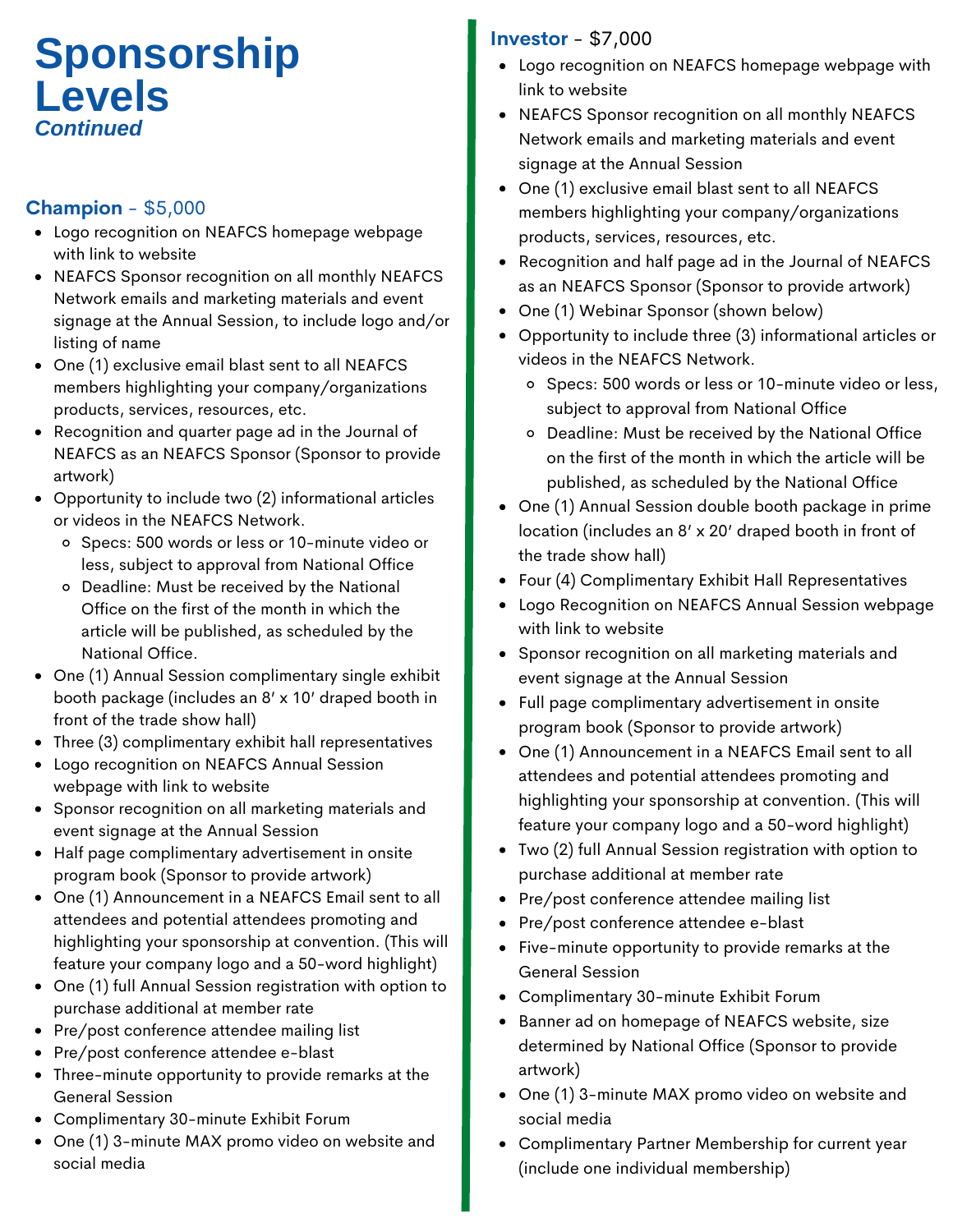# Sponsorship Levels

*Continued*

## Champion - $5,000

- Logo recognition on NEAFCS homepage webpage with link to website
- NEAFCS Sponsor recognition on all monthly NEAFCS Network emails and marketing materials and event signage at the Annual Session, to include logo and/or listing of name
- One (1) exclusive email blast sent to all NEAFCS members highlighting your company/organizations products, services, resources, etc.
- Recognition and quarter page ad in the Journal of NEAFCS as an NEAFCS Sponsor (Sponsor to provide artwork)
- Opportunity to include two (2) informational articles or videos in the NEAFCS Network.
  - Specs: 500 words or less or 10-minute video or less, subject to approval from National Office
  - Deadline: Must be received by the National Office on the first of the month in which the article will be published, as scheduled by the National Office.
- One (1) Annual Session complimentary single exhibit booth package (includes an 8′ x 10′ draped booth in front of the trade show hall)
- Three (3) complimentary exhibit hall representatives
- Logo recognition on NEAFCS Annual Session webpage with link to website
- Sponsor recognition on all marketing materials and event signage at the Annual Session
- Half page complimentary advertisement in onsite program book (Sponsor to provide artwork)
- One (1) Announcement in a NEAFCS Email sent to all attendees and potential attendees promoting and highlighting your sponsorship at convention. (This will feature your company logo and a 50-word highlight)
- One (1) full Annual Session registration with option to purchase additional at member rate
- Pre/post conference attendee mailing list
- Pre/post conference attendee e-blast
- Three-minute opportunity to provide remarks at the General Session
- Complimentary 30-minute Exhibit Forum
- One (1) 3-minute MAX promo video on website and social media

## Investor - $7,000

- Logo recognition on NEAFCS homepage webpage with link to website
- NEAFCS Sponsor recognition on all monthly NEAFCS Network emails and marketing materials and event signage at the Annual Session
- One (1) exclusive email blast sent to all NEAFCS members highlighting your company/organizations products, services, resources, etc.
- Recognition and half page ad in the Journal of NEAFCS as an NEAFCS Sponsor (Sponsor to provide artwork)
- One (1) Webinar Sponsor (shown below)
- Opportunity to include three (3) informational articles or videos in the NEAFCS Network.
  - Specs: 500 words or less or 10-minute video or less, subject to approval from National Office
  - Deadline: Must be received by the National Office on the first of the month in which the article will be published, as scheduled by the National Office
- One (1) Annual Session double booth package in prime location (includes an 8′ x 20′ draped booth in front of the trade show hall)
- Four (4) Complimentary Exhibit Hall Representatives
- Logo Recognition on NEAFCS Annual Session webpage with link to website
- Sponsor recognition on all marketing materials and event signage at the Annual Session
- Full page complimentary advertisement in onsite program book (Sponsor to provide artwork)
- One (1) Announcement in a NEAFCS Email sent to all attendees and potential attendees promoting and highlighting your sponsorship at convention. (This will feature your company logo and a 50-word highlight)
- Two (2) full Annual Session registration with option to purchase additional at member rate
- Pre/post conference attendee mailing list
- Pre/post conference attendee e-blast
- Five-minute opportunity to provide remarks at the General Session
- Complimentary 30-minute Exhibit Forum
- Banner ad on homepage of NEAFCS website, size determined by National Office (Sponsor to provide artwork)
- One (1) 3-minute MAX promo video on website and social media
- Complimentary Partner Membership for current year (include one individual membership)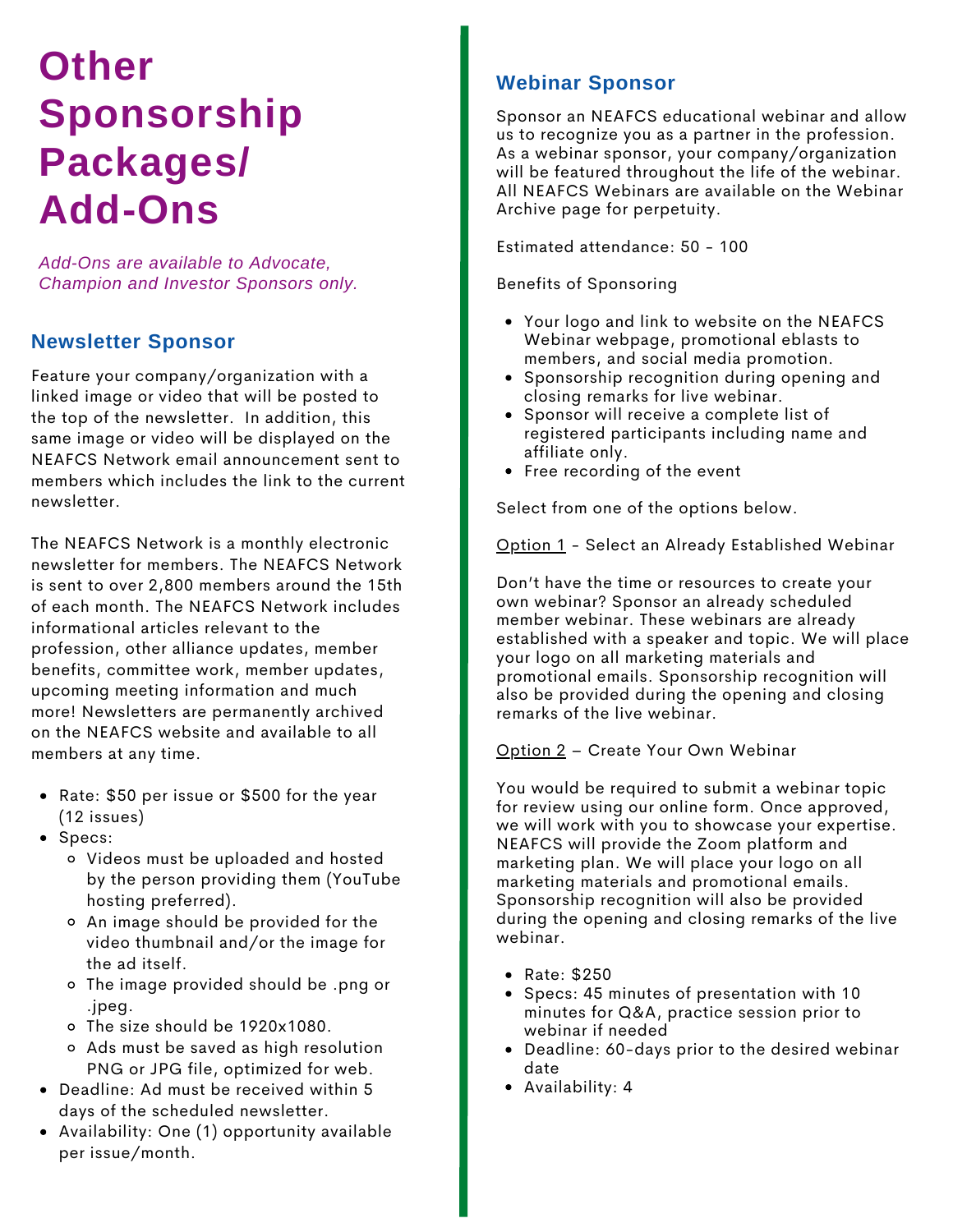# Other Sponsorship Packages/ Add-Ons

*Add-Ons are available to Advocate, Champion and Investor Sponsors only.*

## Newsletter Sponsor

Feature your company/organization with a linked image or video that will be posted to the top of the newsletter. In addition, this same image or video will be displayed on the NEAFCS Network email announcement sent to members which includes the link to the current newsletter.

The NEAFCS Network is a monthly electronic newsletter for members. The NEAFCS Network is sent to over 2,800 members around the 15th of each month. The NEAFCS Network includes informational articles relevant to the profession, other alliance updates, member benefits, committee work, member updates, upcoming meeting information and much more! Newsletters are permanently archived on the NEAFCS website and available to all members at any time.

- Rate: $50 per issue or $500 for the year (12 issues)
- Specs:
  - Videos must be uploaded and hosted by the person providing them (YouTube hosting preferred).
  - An image should be provided for the video thumbnail and/or the image for the ad itself.
  - The image provided should be .png or .jpeg.
  - The size should be 1920x1080.
  - Ads must be saved as high resolution PNG or JPG file, optimized for web.
- Deadline: Ad must be received within 5 days of the scheduled newsletter.
- Availability: One (1) opportunity available per issue/month.

## Webinar Sponsor

Sponsor an NEAFCS educational webinar and allow us to recognize you as a partner in the profession. As a webinar sponsor, your company/organization will be featured throughout the life of the webinar. All NEAFCS Webinars are available on the Webinar Archive page for perpetuity.

Estimated attendance: 50 - 100

Benefits of Sponsoring

- Your logo and link to website on the NEAFCS Webinar webpage, promotional eblasts to members, and social media promotion.
- Sponsorship recognition during opening and closing remarks for live webinar.
- Sponsor will receive a complete list of registered participants including name and affiliate only.
- Free recording of the event

Select from one of the options below.

<u>Option 1</u> - Select an Already Established Webinar

Don't have the time or resources to create your own webinar? Sponsor an already scheduled member webinar. These webinars are already established with a speaker and topic. We will place your logo on all marketing materials and promotional emails. Sponsorship recognition will also be provided during the opening and closing remarks of the live webinar.

<u>Option 2</u> – Create Your Own Webinar

You would be required to submit a webinar topic for review using our online form. Once approved, we will work with you to showcase your expertise. NEAFCS will provide the Zoom platform and marketing plan. We will place your logo on all marketing materials and promotional emails. Sponsorship recognition will also be provided during the opening and closing remarks of the live webinar.

- Rate: $250
- Specs: 45 minutes of presentation with 10 minutes for Q&A, practice session prior to webinar if needed
- Deadline: 60-days prior to the desired webinar date
- Availability: 4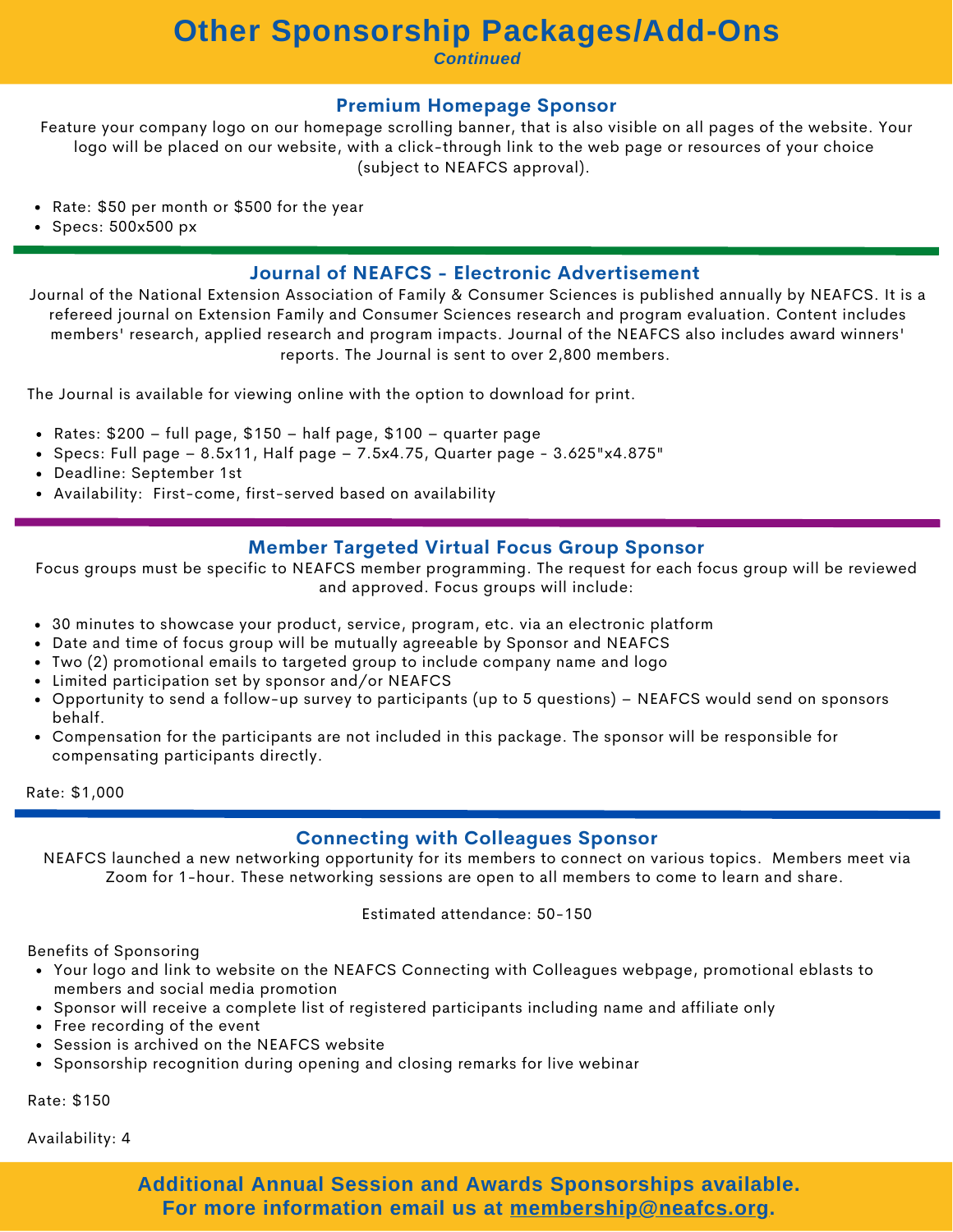# Other Sponsorship Packages/Add-Ons

*Continued*

## Premium Homepage Sponsor

Feature your company logo on our homepage scrolling banner, that is also visible on all pages of the website. Your logo will be placed on our website, with a click-through link to the web page or resources of your choice (subject to NEAFCS approval).

- Rate: $50 per month or $500 for the year
- Specs: 500x500 px

## Journal of NEAFCS - Electronic Advertisement

Journal of the National Extension Association of Family & Consumer Sciences is published annually by NEAFCS. It is a refereed journal on Extension Family and Consumer Sciences research and program evaluation. Content includes members' research, applied research and program impacts. Journal of the NEAFCS also includes award winners' reports. The Journal is sent to over 2,800 members.

The Journal is available for viewing online with the option to download for print.

- Rates: $200 – full page, $150 – half page, $100 – quarter page
- Specs: Full page – 8.5x11, Half page – 7.5x4.75, Quarter page - 3.625"x4.875"
- Deadline: September 1st
- Availability: First-come, first-served based on availability

## Member Targeted Virtual Focus Group Sponsor

Focus groups must be specific to NEAFCS member programming. The request for each focus group will be reviewed and approved. Focus groups will include:

- 30 minutes to showcase your product, service, program, etc. via an electronic platform
- Date and time of focus group will be mutually agreeable by Sponsor and NEAFCS
- Two (2) promotional emails to targeted group to include company name and logo
- Limited participation set by sponsor and/or NEAFCS
- Opportunity to send a follow-up survey to participants (up to 5 questions) – NEAFCS would send on sponsors behalf.
- Compensation for the participants are not included in this package. The sponsor will be responsible for compensating participants directly.

Rate: $1,000

## Connecting with Colleagues Sponsor

NEAFCS launched a new networking opportunity for its members to connect on various topics. Members meet via Zoom for 1-hour. These networking sessions are open to all members to come to learn and share.

Estimated attendance: 50-150

Benefits of Sponsoring

- Your logo and link to website on the NEAFCS Connecting with Colleagues webpage, promotional eblasts to members and social media promotion
- Sponsor will receive a complete list of registered participants including name and affiliate only
- Free recording of the event
- Session is archived on the NEAFCS website
- Sponsorship recognition during opening and closing remarks for live webinar

Rate: $150

Availability: 4

**Additional Annual Session and Awards Sponsorships available.**
**For more information email us at membership@neafcs.org.**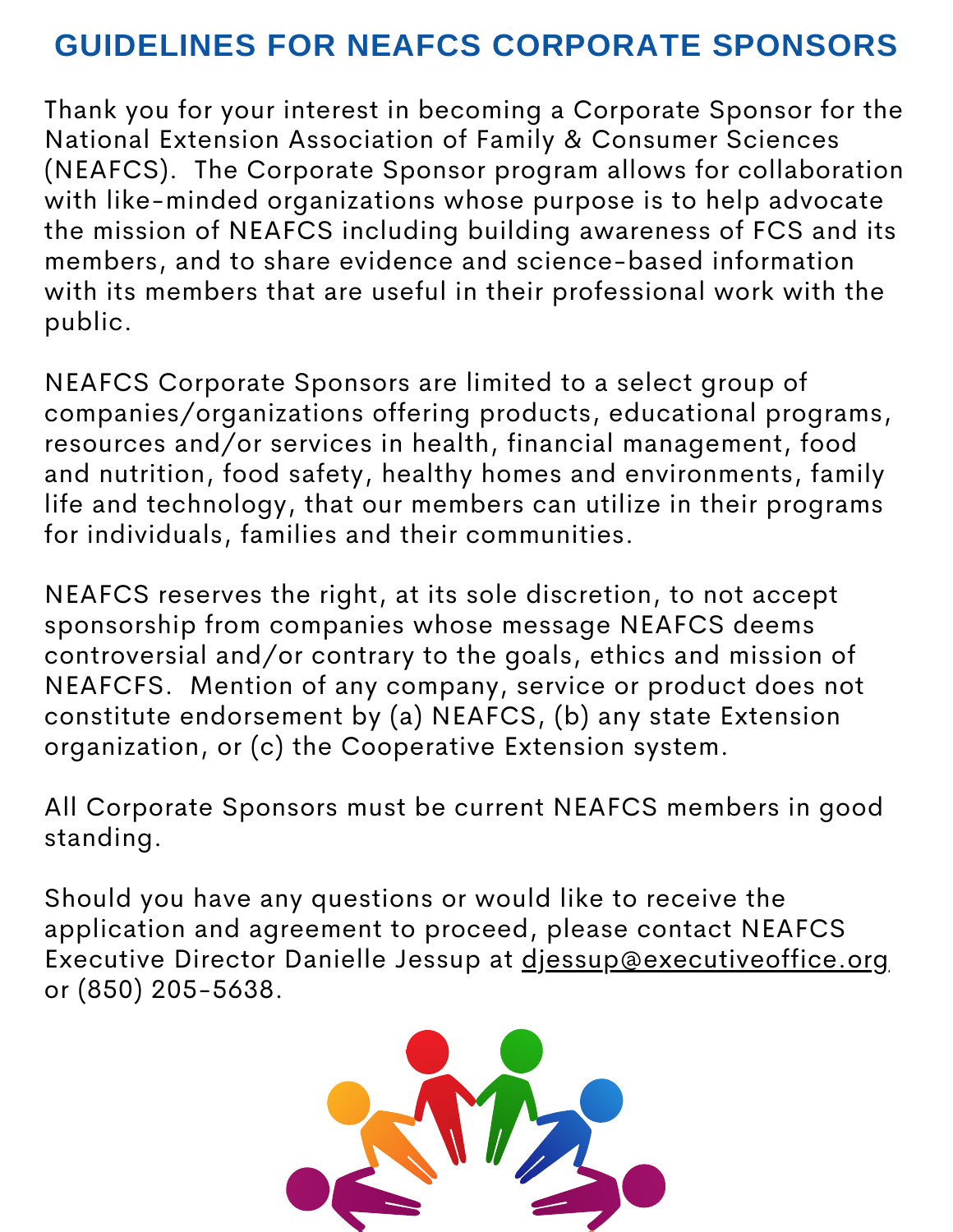# GUIDELINES FOR NEAFCS CORPORATE SPONSORS

Thank you for your interest in becoming a Corporate Sponsor for the National Extension Association of Family & Consumer Sciences (NEAFCS). The Corporate Sponsor program allows for collaboration with like-minded organizations whose purpose is to help advocate the mission of NEAFCS including building awareness of FCS and its members, and to share evidence and science-based information with its members that are useful in their professional work with the public.

NEAFCS Corporate Sponsors are limited to a select group of companies/organizations offering products, educational programs, resources and/or services in health, financial management, food and nutrition, food safety, healthy homes and environments, family life and technology, that our members can utilize in their programs for individuals, families and their communities.

NEAFCS reserves the right, at its sole discretion, to not accept sponsorship from companies whose message NEAFCS deems controversial and/or contrary to the goals, ethics and mission of NEAFCFS. Mention of any company, service or product does not constitute endorsement by (a) NEAFCS, (b) any state Extension organization, or (c) the Cooperative Extension system.

All Corporate Sponsors must be current NEAFCS members in good standing.

Should you have any questions or would like to receive the application and agreement to proceed, please contact NEAFCS Executive Director Danielle Jessup at djessup@executiveoffice.org or (850) 205-5638.